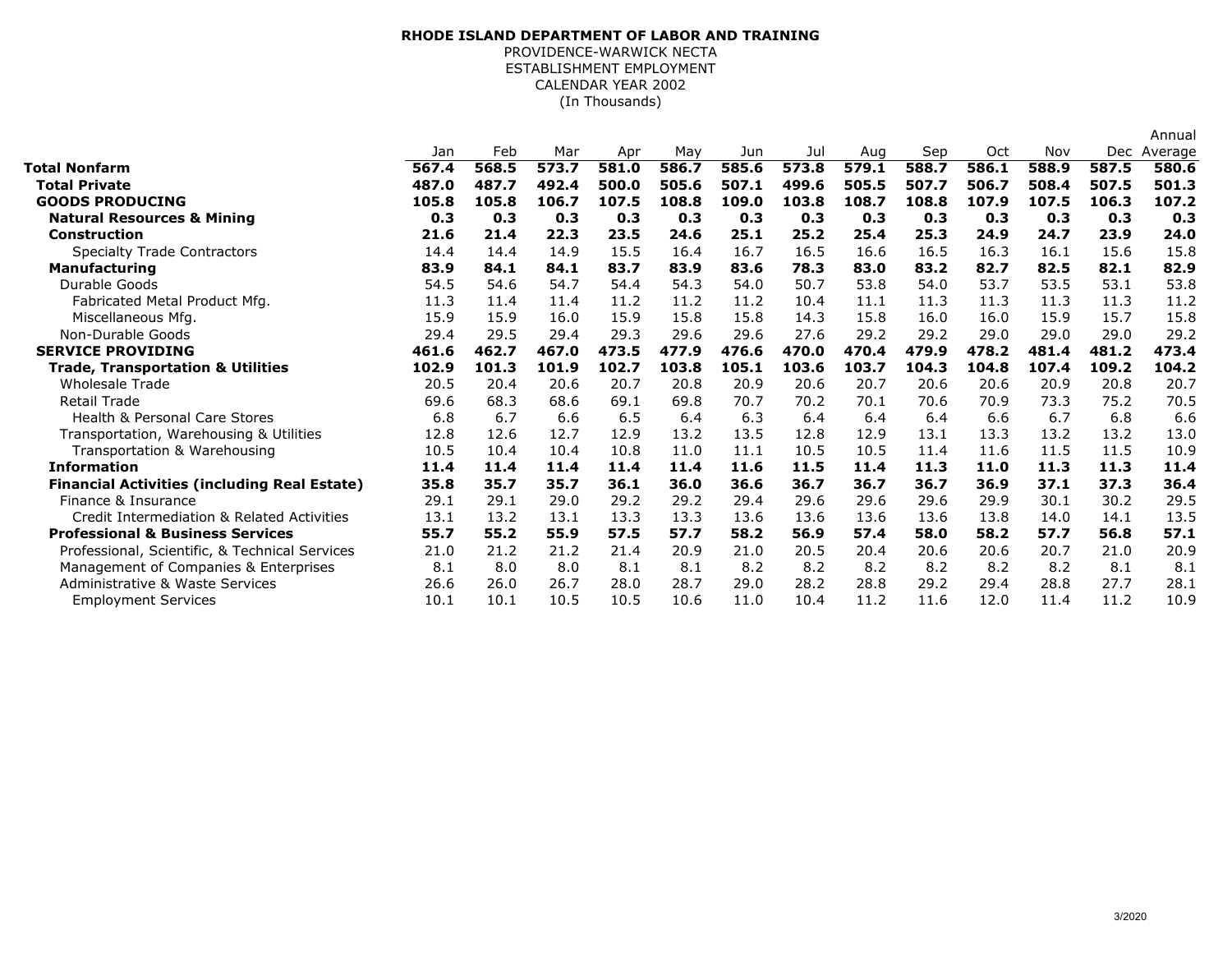**RHODE ISLAND DEPARTMENT OF LABOR AND TRAINING**
PROVIDENCE-WARWICK NECTA
ESTABLISHMENT EMPLOYMENT
CALENDAR YEAR 2002
(In Thousands)

| | Jan | Feb | Mar | Apr | May | Jun | Jul | Aug | Sep | Oct | Nov | Dec | Annual Average |
|---|---|---|---|---|---|---|---|---|---|---|---|---|---|
| **Total Nonfarm** | **567.4** | **568.5** | **573.7** | **581.0** | **586.7** | **585.6** | **573.8** | **579.1** | **588.7** | **586.1** | **588.9** | **587.5** | **580.6** |
| **Total Private** | **487.0** | **487.7** | **492.4** | **500.0** | **505.6** | **507.1** | **499.6** | **505.5** | **507.7** | **506.7** | **508.4** | **507.5** | **501.3** |
| **GOODS PRODUCING** | **105.8** | **105.8** | **106.7** | **107.5** | **108.8** | **109.0** | **103.8** | **108.7** | **108.8** | **107.9** | **107.5** | **106.3** | **107.2** |
| **Natural Resources & Mining** | **0.3** | **0.3** | **0.3** | **0.3** | **0.3** | **0.3** | **0.3** | **0.3** | **0.3** | **0.3** | **0.3** | **0.3** | **0.3** |
| **Construction** | **21.6** | **21.4** | **22.3** | **23.5** | **24.6** | **25.1** | **25.2** | **25.4** | **25.3** | **24.9** | **24.7** | **23.9** | **24.0** |
| Specialty Trade Contractors | 14.4 | 14.4 | 14.9 | 15.5 | 16.4 | 16.7 | 16.5 | 16.6 | 16.5 | 16.3 | 16.1 | 15.6 | 15.8 |
| **Manufacturing** | **83.9** | **84.1** | **84.1** | **83.7** | **83.9** | **83.6** | **78.3** | **83.0** | **83.2** | **82.7** | **82.5** | **82.1** | **82.9** |
| Durable Goods | 54.5 | 54.6 | 54.7 | 54.4 | 54.3 | 54.0 | 50.7 | 53.8 | 54.0 | 53.7 | 53.5 | 53.1 | 53.8 |
| Fabricated Metal Product Mfg. | 11.3 | 11.4 | 11.4 | 11.2 | 11.2 | 11.2 | 10.4 | 11.1 | 11.3 | 11.3 | 11.3 | 11.3 | 11.2 |
| Miscellaneous Mfg. | 15.9 | 15.9 | 16.0 | 15.9 | 15.8 | 15.8 | 14.3 | 15.8 | 16.0 | 16.0 | 15.9 | 15.7 | 15.8 |
| Non-Durable Goods | 29.4 | 29.5 | 29.4 | 29.3 | 29.6 | 29.6 | 27.6 | 29.2 | 29.2 | 29.0 | 29.0 | 29.0 | 29.2 |
| **SERVICE PROVIDING** | **461.6** | **462.7** | **467.0** | **473.5** | **477.9** | **476.6** | **470.0** | **470.4** | **479.9** | **478.2** | **481.4** | **481.2** | **473.4** |
| **Trade, Transportation & Utilities** | **102.9** | **101.3** | **101.9** | **102.7** | **103.8** | **105.1** | **103.6** | **103.7** | **104.3** | **104.8** | **107.4** | **109.2** | **104.2** |
| Wholesale Trade | 20.5 | 20.4 | 20.6 | 20.7 | 20.8 | 20.9 | 20.6 | 20.7 | 20.6 | 20.6 | 20.9 | 20.8 | 20.7 |
| Retail Trade | 69.6 | 68.3 | 68.6 | 69.1 | 69.8 | 70.7 | 70.2 | 70.1 | 70.6 | 70.9 | 73.3 | 75.2 | 70.5 |
| Health & Personal Care Stores | 6.8 | 6.7 | 6.6 | 6.5 | 6.4 | 6.3 | 6.4 | 6.4 | 6.4 | 6.6 | 6.7 | 6.8 | 6.6 |
| Transportation, Warehousing & Utilities | 12.8 | 12.6 | 12.7 | 12.9 | 13.2 | 13.5 | 12.8 | 12.9 | 13.1 | 13.3 | 13.2 | 13.2 | 13.0 |
| Transportation & Warehousing | 10.5 | 10.4 | 10.4 | 10.8 | 11.0 | 11.1 | 10.5 | 10.5 | 11.4 | 11.6 | 11.5 | 11.5 | 10.9 |
| **Information** | **11.4** | **11.4** | **11.4** | **11.4** | **11.4** | **11.6** | **11.5** | **11.4** | **11.3** | **11.0** | **11.3** | **11.3** | **11.4** |
| **Financial Activities (including Real Estate)** | **35.8** | **35.7** | **35.7** | **36.1** | **36.0** | **36.6** | **36.7** | **36.7** | **36.7** | **36.9** | **37.1** | **37.3** | **36.4** |
| Finance & Insurance | 29.1 | 29.1 | 29.0 | 29.2 | 29.2 | 29.4 | 29.6 | 29.6 | 29.6 | 29.9 | 30.1 | 30.2 | 29.5 |
| Credit Intermediation & Related Activities | 13.1 | 13.2 | 13.1 | 13.3 | 13.3 | 13.6 | 13.6 | 13.6 | 13.6 | 13.8 | 14.0 | 14.1 | 13.5 |
| **Professional & Business Services** | **55.7** | **55.2** | **55.9** | **57.5** | **57.7** | **58.2** | **56.9** | **57.4** | **58.0** | **58.2** | **57.7** | **56.8** | **57.1** |
| Professional, Scientific, & Technical Services | 21.0 | 21.2 | 21.2 | 21.4 | 20.9 | 21.0 | 20.5 | 20.4 | 20.6 | 20.6 | 20.7 | 21.0 | 20.9 |
| Management of Companies & Enterprises | 8.1 | 8.0 | 8.0 | 8.1 | 8.1 | 8.2 | 8.2 | 8.2 | 8.2 | 8.2 | 8.2 | 8.1 | 8.1 |
| Administrative & Waste Services | 26.6 | 26.0 | 26.7 | 28.0 | 28.7 | 29.0 | 28.2 | 28.8 | 29.2 | 29.4 | 28.8 | 27.7 | 28.1 |
| Employment Services | 10.1 | 10.1 | 10.5 | 10.5 | 10.6 | 11.0 | 10.4 | 11.2 | 11.6 | 12.0 | 11.4 | 11.2 | 10.9 |

3/2020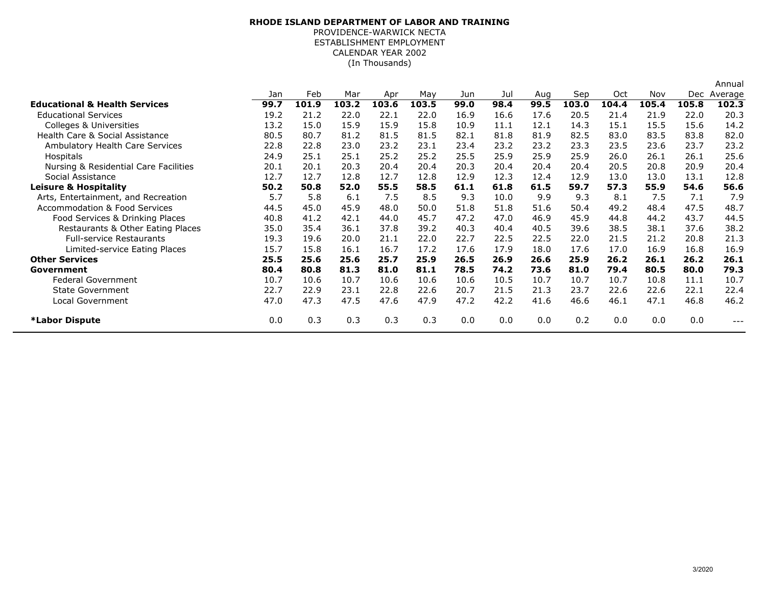**RHODE ISLAND DEPARTMENT OF LABOR AND TRAINING**
PROVIDENCE-WARWICK NECTA
ESTABLISHMENT EMPLOYMENT
CALENDAR YEAR 2002
(In Thousands)

| | Jan | Feb | Mar | Apr | May | Jun | Jul | Aug | Sep | Oct | Nov | Dec | Annual Average |
|---|---|---|---|---|---|---|---|---|---|---|---|---|---|
| **Educational & Health Services** | **99.7** | **101.9** | **103.2** | **103.6** | **103.5** | **99.0** | **98.4** | **99.5** | **103.0** | **104.4** | **105.4** | **105.8** | **102.3** |
| Educational Services | 19.2 | 21.2 | 22.0 | 22.1 | 22.0 | 16.9 | 16.6 | 17.6 | 20.5 | 21.4 | 21.9 | 22.0 | 20.3 |
| Colleges & Universities | 13.2 | 15.0 | 15.9 | 15.9 | 15.8 | 10.9 | 11.1 | 12.1 | 14.3 | 15.1 | 15.5 | 15.6 | 14.2 |
| Health Care & Social Assistance | 80.5 | 80.7 | 81.2 | 81.5 | 81.5 | 82.1 | 81.8 | 81.9 | 82.5 | 83.0 | 83.5 | 83.8 | 82.0 |
| Ambulatory Health Care Services | 22.8 | 22.8 | 23.0 | 23.2 | 23.1 | 23.4 | 23.2 | 23.2 | 23.3 | 23.5 | 23.6 | 23.7 | 23.2 |
| Hospitals | 24.9 | 25.1 | 25.1 | 25.2 | 25.2 | 25.5 | 25.9 | 25.9 | 25.9 | 26.0 | 26.1 | 26.1 | 25.6 |
| Nursing & Residential Care Facilities | 20.1 | 20.1 | 20.3 | 20.4 | 20.4 | 20.3 | 20.4 | 20.4 | 20.4 | 20.5 | 20.8 | 20.9 | 20.4 |
| Social Assistance | 12.7 | 12.7 | 12.8 | 12.7 | 12.8 | 12.9 | 12.3 | 12.4 | 12.9 | 13.0 | 13.0 | 13.1 | 12.8 |
| **Leisure & Hospitality** | **50.2** | **50.8** | **52.0** | **55.5** | **58.5** | **61.1** | **61.8** | **61.5** | **59.7** | **57.3** | **55.9** | **54.6** | **56.6** |
| Arts, Entertainment, and Recreation | 5.7 | 5.8 | 6.1 | 7.5 | 8.5 | 9.3 | 10.0 | 9.9 | 9.3 | 8.1 | 7.5 | 7.1 | 7.9 |
| Accommodation & Food Services | 44.5 | 45.0 | 45.9 | 48.0 | 50.0 | 51.8 | 51.8 | 51.6 | 50.4 | 49.2 | 48.4 | 47.5 | 48.7 |
| Food Services & Drinking Places | 40.8 | 41.2 | 42.1 | 44.0 | 45.7 | 47.2 | 47.0 | 46.9 | 45.9 | 44.8 | 44.2 | 43.7 | 44.5 |
| Restaurants & Other Eating Places | 35.0 | 35.4 | 36.1 | 37.8 | 39.2 | 40.3 | 40.4 | 40.5 | 39.6 | 38.5 | 38.1 | 37.6 | 38.2 |
| Full-service Restaurants | 19.3 | 19.6 | 20.0 | 21.1 | 22.0 | 22.7 | 22.5 | 22.5 | 22.0 | 21.5 | 21.2 | 20.8 | 21.3 |
| Limited-service Eating Places | 15.7 | 15.8 | 16.1 | 16.7 | 17.2 | 17.6 | 17.9 | 18.0 | 17.6 | 17.0 | 16.9 | 16.8 | 16.9 |
| **Other Services** | **25.5** | **25.6** | **25.6** | **25.7** | **25.9** | **26.5** | **26.9** | **26.6** | **25.9** | **26.2** | **26.1** | **26.2** | **26.1** |
| **Government** | **80.4** | **80.8** | **81.3** | **81.0** | **81.1** | **78.5** | **74.2** | **73.6** | **81.0** | **79.4** | **80.5** | **80.0** | **79.3** |
| Federal Government | 10.7 | 10.6 | 10.7 | 10.6 | 10.6 | 10.6 | 10.5 | 10.7 | 10.7 | 10.7 | 10.8 | 11.1 | 10.7 |
| State Government | 22.7 | 22.9 | 23.1 | 22.8 | 22.6 | 20.7 | 21.5 | 21.3 | 23.7 | 22.6 | 22.6 | 22.1 | 22.4 |
| Local Government | 47.0 | 47.3 | 47.5 | 47.6 | 47.9 | 47.2 | 42.2 | 41.6 | 46.6 | 46.1 | 47.1 | 46.8 | 46.2 |
| **\*Labor Dispute** | 0.0 | 0.3 | 0.3 | 0.3 | 0.3 | 0.0 | 0.0 | 0.0 | 0.2 | 0.0 | 0.0 | 0.0 | --- |

3/2020